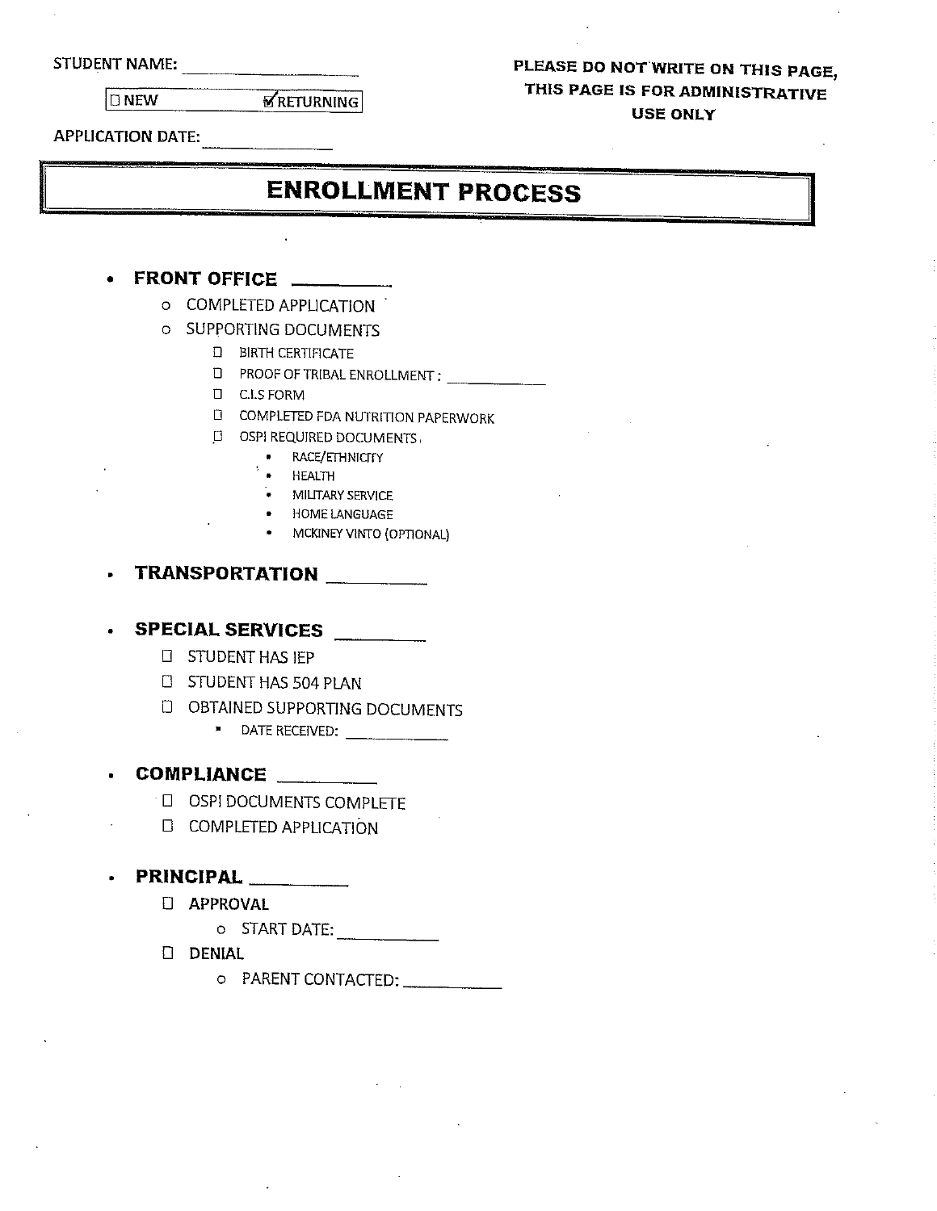STUDENT NAME: ____________________

☐ NEW ☑ RETURNING

APPLICATION DATE: ______________

**PLEASE DO NOT WRITE ON THIS PAGE, THIS PAGE IS FOR ADMINISTRATIVE USE ONLY**

# ENROLLMENT PROCESS

- **FRONT OFFICE** __________
  - COMPLETED APPLICATION
  - SUPPORTING DOCUMENTS
    - ☐ BIRTH CERTIFICATE
    - ☐ PROOF OF TRIBAL ENROLLMENT : ____________
    - ☐ C.I.S FORM
    - ☐ COMPLETED FDA NUTRITION PAPERWORK
    - ☐ OSPI REQUIRED DOCUMENTS
      - RACE/ETHNICITY
      - HEALTH
      - MILITARY SERVICE
      - HOME LANGUAGE
      - MCKINEY VINTO (OPTIONAL)

- **TRANSPORTATION** __________

- **SPECIAL SERVICES** __________
  - ☐ STUDENT HAS IEP
  - ☐ STUDENT HAS 504 PLAN
  - ☐ OBTAINED SUPPORTING DOCUMENTS
    - DATE RECEIVED: ____________

- **COMPLIANCE** __________
  - ☐ OSPI DOCUMENTS COMPLETE
  - ☐ COMPLETED APPLICATION

- **PRINCIPAL** __________
  - ☐ APPROVAL
    - START DATE: ___________
  - ☐ DENIAL
    - PARENT CONTACTED: ___________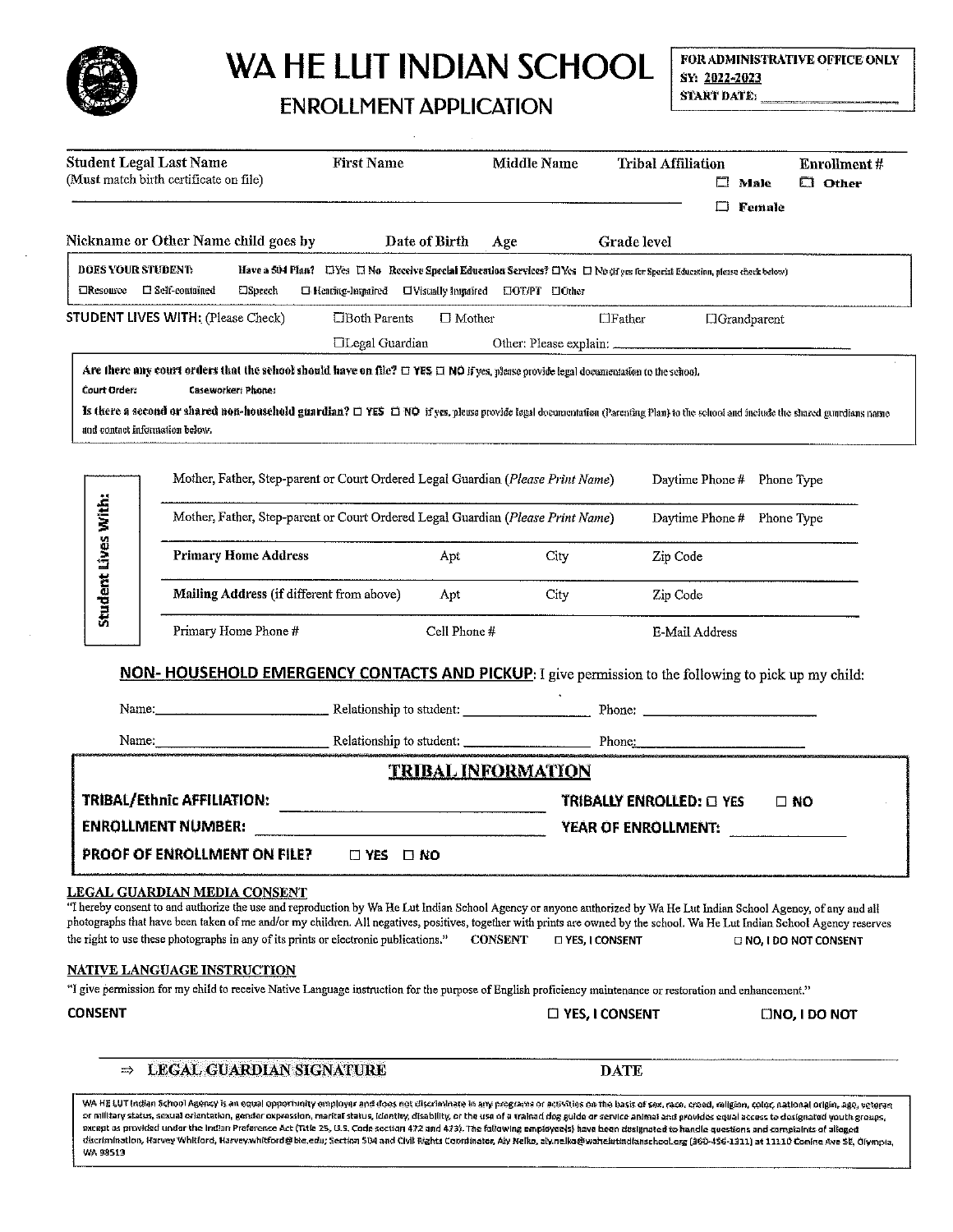# WA HE LUT INDIAN SCHOOL

## ENROLLMENT APPLICATION

**FOR ADMINISTRATIVE OFFICE ONLY**
**SY: 2022-2023**
**START DATE:** ____________

| **Student Legal Last Name** (Must match birth certificate on file) | **First Name** | **Middle Name** | **Tribal Affiliation** | **Enrollment #** |
|---|---|---|---|---|
| | | | ☐ **Male** ☐ **Female** | ☐ **Other** |

Nickname or Other Name child goes by | Date of Birth | Age | Grade level

**DOES YOUR STUDENT:** **Have a 504 Plan?** ☐Yes ☐ No **Receive Special Education Services?** ☐Yes ☐ No (if yes for Special Education, please check below)

☐Resource ☐ Self-contained ☐Speech ☐ Hearing-Impaired ☐Visually Impaired ☐OT/PT ☐Other

**STUDENT LIVES WITH:** (Please Check) ☐Both Parents ☐ Mother ☐Father ☐Grandparent

☐Legal Guardian Other: Please explain: ____________

**Are there any court orders that the school should have on file?** ☐ **YES** ☐ **NO** If yes, please provide legal documentation to the school.

**Court Order:** **Caseworker: Phone:**

**Is there a second or shared non-household guardian?** ☐ **YES** ☐ **NO** If yes, please provide legal documentation (Parenting Plan) to the school and include the shared guardians name and contact information below.

**Student Lives With:**

| Mother, Father, Step-parent or Court Ordered Legal Guardian (*Please Print Name*) | | | Daytime Phone # | Phone Type |
|---|---|---|---|---|
| Mother, Father, Step-parent or Court Ordered Legal Guardian (*Please Print Name*) | | | Daytime Phone # | Phone Type |
| **Primary Home Address** | Apt | City | Zip Code | |
| **Mailing Address** (if different from above) | Apt | City | Zip Code | |
| Primary Home Phone # | Cell Phone # | | E-Mail Address | |

**NON- HOUSEHOLD EMERGENCY CONTACTS AND PICKUP:** I give permission to the following to pick up my child:

Name: ____________ Relationship to student: ____________ Phone: ____________

Name: ____________ Relationship to student: ____________ Phone: ____________

## TRIBAL INFORMATION

**TRIBAL/Ethnic AFFILIATION:** ____________ **TRIBALLY ENROLLED:** ☐ **YES** ☐ **NO**

**ENROLLMENT NUMBER:** ____________ **YEAR OF ENROLLMENT:** ____________

**PROOF OF ENROLLMENT ON FILE?** ☐ **YES** ☐ **NO**

### LEGAL GUARDIAN MEDIA CONSENT

"I hereby consent to and authorize the use and reproduction by Wa He Lut Indian School Agency or anyone authorized by Wa He Lut Indian School Agency, of any and all photographs that have been taken of me and/or my children. All negatives, positives, together with prints are owned by the school. Wa He Lut Indian School Agency reserves the right to use these photographs in any of its prints or electronic publications." **CONSENT** ☐ **YES, I CONSENT** ☐ **NO, I DO NOT CONSENT**

### NATIVE LANGUAGE INSTRUCTION

"I give permission for my child to receive Native Language instruction for the purpose of English proficiency maintenance or restoration and enhancement."

**CONSENT** ☐ **YES, I CONSENT** ☐**NO, I DO NOT**

⇒ **LEGAL GUARDIAN SIGNATURE** **DATE**

WA HE LUT Indian School Agency is an equal opportunity employer and does not discriminate in any programs or activities on the basis of sex, race, creed, religion, color, national origin, age, veteran or military status, sexual orientation, gender expression, marital status, identity, disability, or the use of a trained dog guide or service animal and provides equal access to designated youth groups, except as provided under the Indian Preference Act (Title 25, U.S. Code section 472 and 473). The following employee(s) have been designated to handle questions and complaints of alleged discrimination, Harvey Whitford, Harvey.whitford@bie.edu; Section 504 and Civil Rights Coordinator, Aly Nelko, aly.nelko@wahelutindianschool.org (360-456-1311) at 11110 Conine Ave SE, Olympia, WA 98513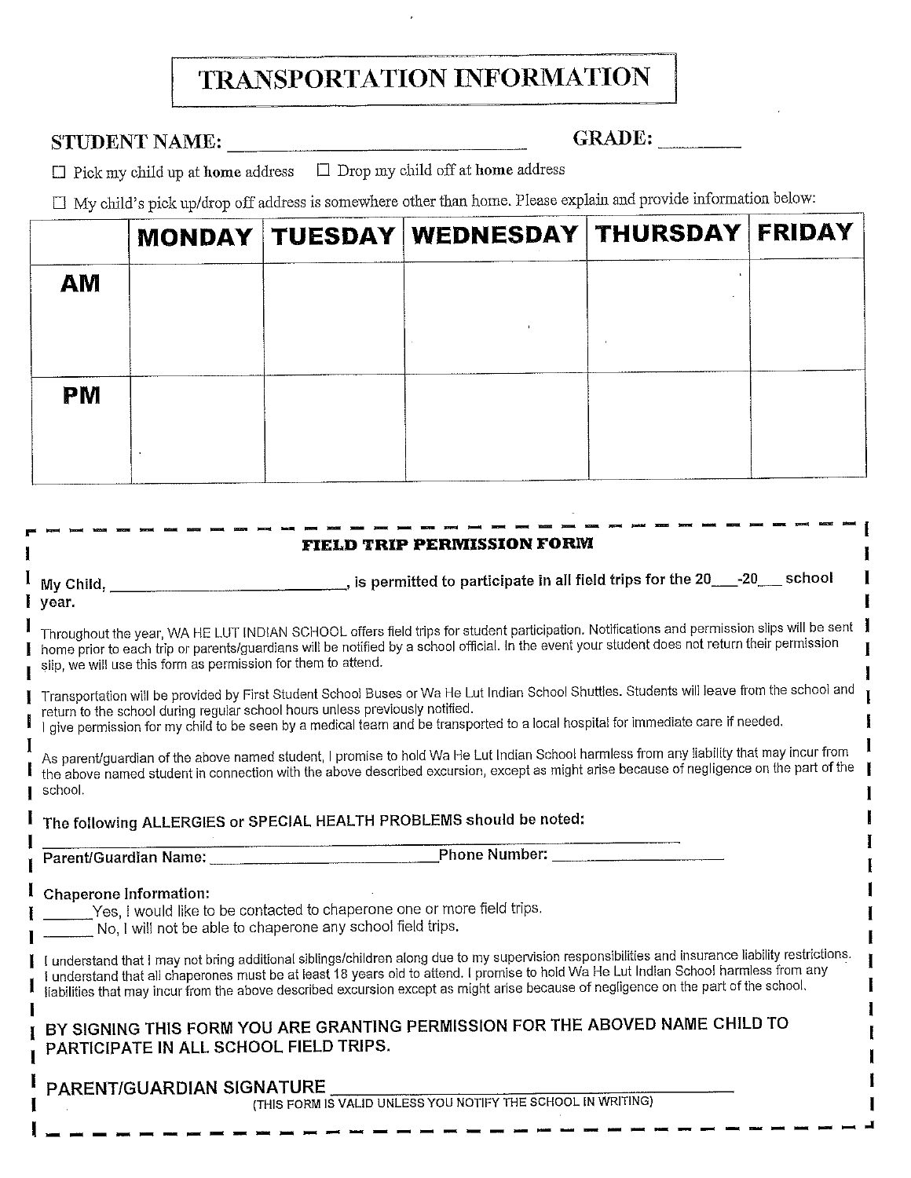# TRANSPORTATION INFORMATION

**STUDENT NAME:** ______________________________ **GRADE:** ________

☐ Pick my child up at **home** address ☐ Drop my child off at **home** address

☐ My child's pick up/drop off address is somewhere other than home. Please explain and provide information below:

| | MONDAY | TUESDAY | WEDNESDAY | THURSDAY | FRIDAY |
|---|---|---|---|---|---|
| **AM** | | | | | |
| **PM** | | | | | |

## FIELD TRIP PERMISSION FORM

**My Child, ____________________________, is permitted to participate in all field trips for the 20___-20___ school year.**

Throughout the year, WA HE LUT INDIAN SCHOOL offers field trips for student participation. Notifications and permission slips will be sent home prior to each trip or parents/guardians will be notified by a school official. In the event your student does not return their permission slip, we will use this form as permission for them to attend.

Transportation will be provided by First Student School Buses or Wa He Lut Indian School Shuttles. Students will leave from the school and return to the school during regular school hours unless previously notified.
I give permission for my child to be seen by a medical team and be transported to a local hospital for immediate care if needed.

As parent/guardian of the above named student, I promise to hold Wa He Lut Indian School harmless from any liability that may incur from the above named student in connection with the above described excursion, except as might arise because of negligence on the part of the school.

The following ALLERGIES or SPECIAL HEALTH PROBLEMS should be noted: ________________________________________________

Parent/Guardian Name: ____________________________ Phone Number: ____________________

Chaperone Information:
______Yes, I would like to be contacted to chaperone one or more field trips.
______ No, I will not be able to chaperone any school field trips.

I understand that I may not bring additional siblings/children along due to my supervision responsibilities and insurance liability restrictions. I understand that all chaperones must be at least 18 years old to attend. I promise to hold Wa He Lut Indian School harmless from any liabilities that may incur from the above described excursion except as might arise because of negligence on the part of the school.

**BY SIGNING THIS FORM YOU ARE GRANTING PERMISSION FOR THE ABOVED NAME CHILD TO PARTICIPATE IN ALL SCHOOL FIELD TRIPS.**

**PARENT/GUARDIAN SIGNATURE** ______________________________________
(THIS FORM IS VALID UNLESS YOU NOTIFY THE SCHOOL IN WRITING)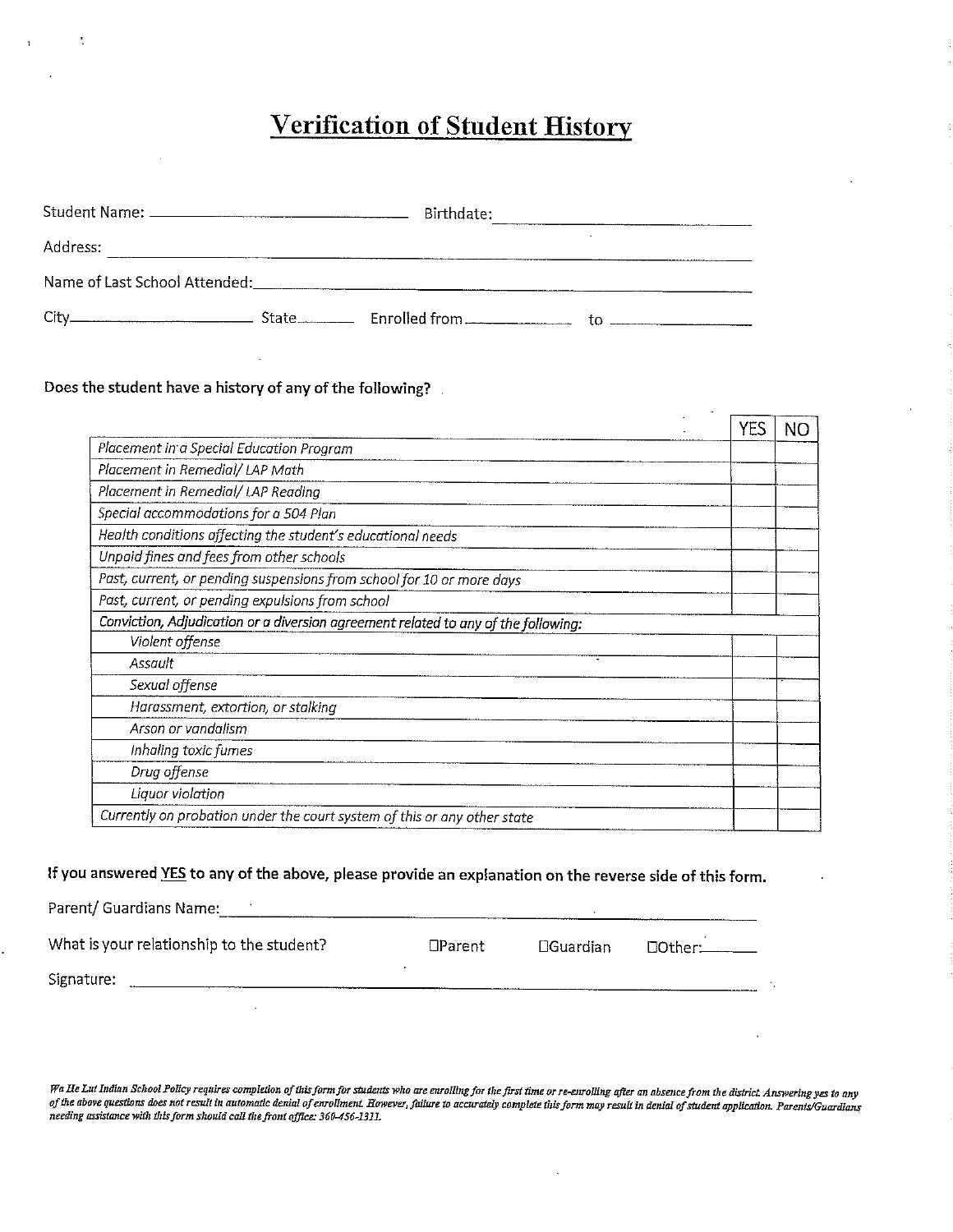# Verification of Student History

Student Name: ______________________ Birthdate: ______________________

Address: ____________________________________________

Name of Last School Attended: ____________________________________________

City______________ State________ Enrolled from ____________ to ____________

**Does the student have a history of any of the following?**

| | YES | NO |
|---|---|---|
| *Placement in a Special Education Program* | | |
| *Placement in Remedial/ LAP Math* | | |
| *Placement in Remedial/ LAP Reading* | | |
| *Special accommodations for a 504 Plan* | | |
| *Health conditions affecting the student's educational needs* | | |
| *Unpaid fines and fees from other schools* | | |
| *Past, current, or pending suspensions from school for 10 or more days* | | |
| *Past, current, or pending expulsions from school* | | |
| *Conviction, Adjudication or a diversion agreement related to any of the following:* | | |
| *Violent offense* | | |
| *Assault* | | |
| *Sexual offense* | | |
| *Harassment, extortion, or stalking* | | |
| *Arson or vandalism* | | |
| *Inhaling toxic fumes* | | |
| *Drug offense* | | |
| *Liquor violation* | | |
| *Currently on probation under the court system of this or any other state* | | |

**If you answered YES to any of the above, please provide an explanation on the reverse side of this form.**

Parent/ Guardians Name: ____________________________________________

What is your relationship to the student? ☐Parent ☐Guardian ☐Other:______

Signature: ____________________________________________

*Wa He Lut Indian School Policy requires completion of this form for students who are enrolling for the first time or re-enrolling after an absence from the district. Answering yes to any of the above questions does not result in automatic denial of enrollment. However, failure to accurately complete this form may result in denial of student application. Parents/Guardians needing assistance with this form should call the front office: 360-456-1311.*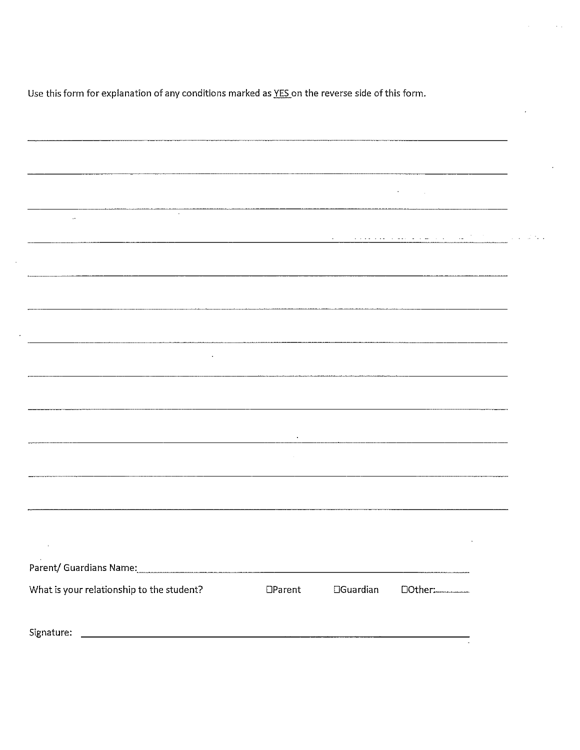Use this form for explanation of any conditions marked as <u>YES</u> on the reverse side of this form.

______________________________________________________________________

______________________________________________________________________

______________________________________________________________________

______________________________________________________________________

______________________________________________________________________

______________________________________________________________________

______________________________________________________________________

______________________________________________________________________

______________________________________________________________________

______________________________________________________________________

______________________________________________________________________

______________________________________________________________________

Parent/ Guardians Name:______________________________________________

What is your relationship to the student? ☐Parent ☐Guardian ☐Other:______

Signature: ______________________________________________________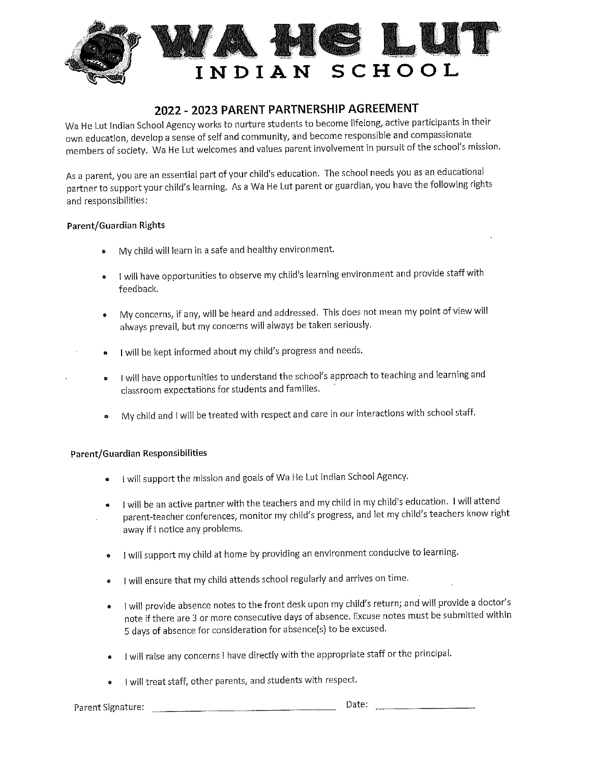# WA HE LUT

## INDIAN SCHOOL

## 2022 - 2023 PARENT PARTNERSHIP AGREEMENT

Wa He Lut Indian School Agency works to nurture students to become lifelong, active participants in their own education, develop a sense of self and community, and become responsible and compassionate members of society. Wa He Lut welcomes and values parent involvement in pursuit of the school's mission.

As a parent, you are an essential part of your child's education. The school needs you as an educational partner to support your child's learning. As a Wa He Lut parent or guardian, you have the following rights and responsibilities:

**Parent/Guardian Rights**

- My child will learn in a safe and healthy environment.
- I will have opportunities to observe my child's learning environment and provide staff with feedback.
- My concerns, if any, will be heard and addressed. This does not mean my point of view will always prevail, but my concerns will always be taken seriously.
- I will be kept informed about my child's progress and needs.
- I will have opportunities to understand the school's approach to teaching and learning and classroom expectations for students and families.
- My child and I will be treated with respect and care in our interactions with school staff.

**Parent/Guardian Responsibilities**

- I will support the mission and goals of Wa He Lut Indian School Agency.
- I will be an active partner with the teachers and my child in my child's education. I will attend parent-teacher conferences, monitor my child's progress, and let my child's teachers know right away if I notice any problems.
- I will support my child at home by providing an environment conducive to learning.
- I will ensure that my child attends school regularly and arrives on time.
- I will provide absence notes to the front desk upon my child's return; and will provide a doctor's note if there are 3 or more consecutive days of absence. Excuse notes must be submitted within 5 days of absence for consideration for absence(s) to be excused.
- I will raise any concerns I have directly with the appropriate staff or the principal.
- I will treat staff, other parents, and students with respect.

Parent Signature: ______________________________ Date: ______________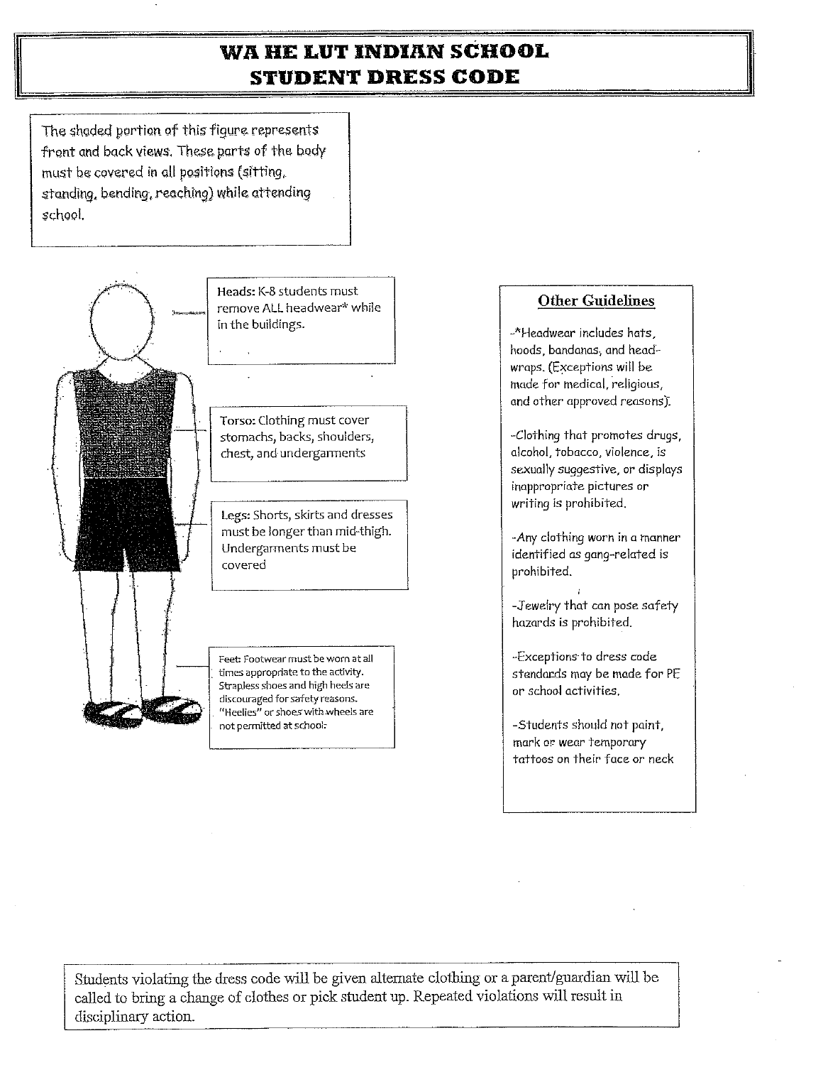# WA HE LUT INDIAN SCHOOL
# STUDENT DRESS CODE

The shaded portion of this figure represents front and back views. These parts of the body must be covered in all positions (sitting, standing, bending, reaching) while attending school.

**Heads:** K-8 students must remove ALL headwear* while in the buildings.

**Torso:** Clothing must cover stomachs, backs, shoulders, chest, and undergarments

**Legs:** Shorts, skirts and dresses must be longer than mid-thigh. Undergarments must be covered

**Feet:** Footwear must be worn at all times appropriate to the activity. Strapless shoes and high heels are discouraged for safety reasons. "Heelies" or shoes with wheels are not permitted at school.

## Other Guidelines

-*Headwear includes hats, hoods, bandanas, and head-wraps. (Exceptions will be made for medical, religious, and other approved reasons).

-Clothing that promotes drugs, alcohol, tobacco, violence, is sexually suggestive, or displays inappropriate pictures or writing is prohibited.

-Any clothing worn in a manner identified as gang-related is prohibited.

-Jewelry that can pose safety hazards is prohibited.

-Exceptions to dress code standards may be made for PE or school activities.

-Students should not paint, mark or wear temporary tattoos on their face or neck

Students violating the dress code will be given alternate clothing or a parent/guardian will be called to bring a change of clothes or pick student up. Repeated violations will result in disciplinary action.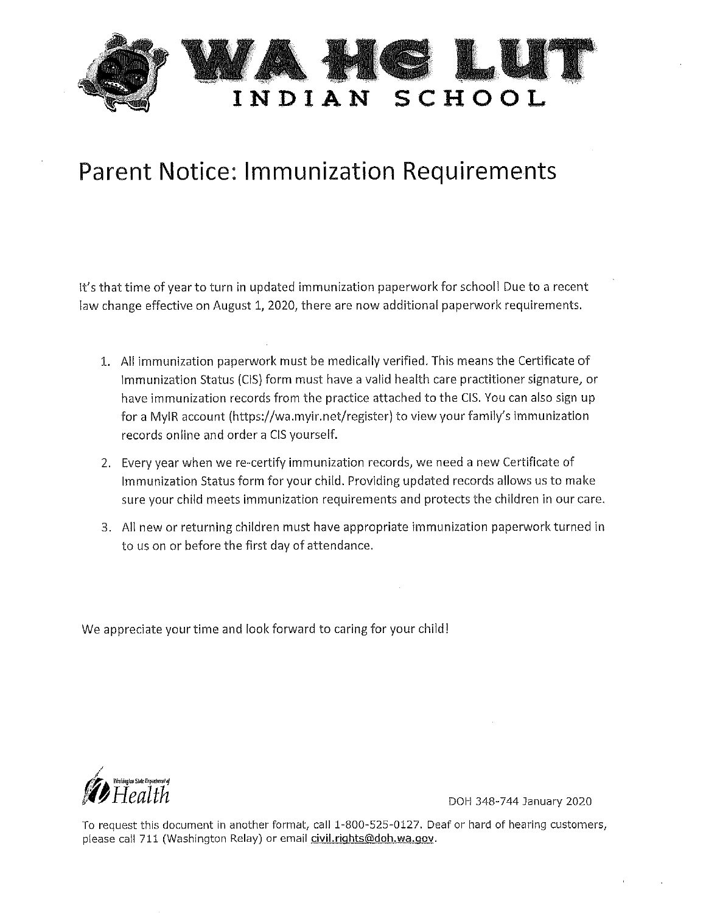# WA HE LUT INDIAN SCHOOL

## Parent Notice: Immunization Requirements

It's that time of year to turn in updated immunization paperwork for school! Due to a recent law change effective on August 1, 2020, there are now additional paperwork requirements.

1. All immunization paperwork must be medically verified. This means the Certificate of Immunization Status (CIS) form must have a valid health care practitioner signature, or have immunization records from the practice attached to the CIS. You can also sign up for a MyIR account (https://wa.myir.net/register) to view your family's immunization records online and order a CIS yourself.
2. Every year when we re-certify immunization records, we need a new Certificate of Immunization Status form for your child. Providing updated records allows us to make sure your child meets immunization requirements and protects the children in our care.
3. All new or returning children must have appropriate immunization paperwork turned in to us on or before the first day of attendance.

We appreciate your time and look forward to caring for your child!

Washington State Department of Health

DOH 348-744 January 2020

To request this document in another format, call 1-800-525-0127. Deaf or hard of hearing customers, please call 711 (Washington Relay) or email civil.rights@doh.wa.gov.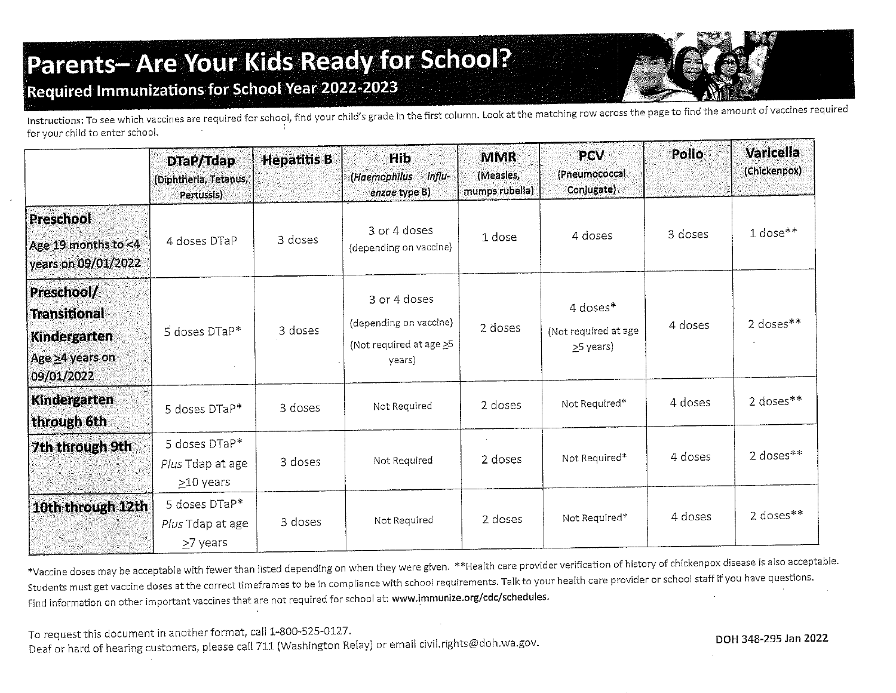# Parents– Are Your Kids Ready for School?

## Required Immunizations for School Year 2022-2023

**Instructions:** To see which vaccines are required for school, find your child's grade in the first column. Look at the matching row across the page to find the amount of vaccines required for your child to enter school.

| | DTaP/Tdap (Diphtheria, Tetanus, Pertussis) | Hepatitis B | Hib (*Haemophilus influenzae* type B) | MMR (Measles, mumps rubella) | PCV (Pneumococcal Conjugate) | Polio | Varicella (Chickenpox) |
|---|---|---|---|---|---|---|---|
| **Preschool** Age 19 months to <4 years on 09/01/2022 | 4 doses DTaP | 3 doses | 3 or 4 doses (depending on vaccine) | 1 dose | 4 doses | 3 doses | 1 dose** |
| **Preschool/ Transitional Kindergarten** Age ≥4 years on 09/01/2022 | 5 doses DTaP* | 3 doses | 3 or 4 doses (depending on vaccine) (Not required at age ≥5 years) | 2 doses | 4 doses* (Not required at age ≥5 years) | 4 doses | 2 doses** |
| **Kindergarten through 6th** | 5 doses DTaP* | 3 doses | Not Required | 2 doses | Not Required* | 4 doses | 2 doses** |
| **7th through 9th** | 5 doses DTaP* *Plus* Tdap at age ≥10 years | 3 doses | Not Required | 2 doses | Not Required* | 4 doses | 2 doses** |
| **10th through 12th** | 5 doses DTaP* *Plus* Tdap at age ≥7 years | 3 doses | Not Required | 2 doses | Not Required* | 4 doses | 2 doses** |

*Vaccine doses may be acceptable with fewer than listed depending on when they were given. **Health care provider verification of history of chickenpox disease is also acceptable. Students must get vaccine doses at the correct timeframes to be in compliance with school requirements. Talk to your health care provider or school staff if you have questions. Find information on other important vaccines that are not required for school at: **www.immunize.org/cdc/schedules.**

To request this document in another format, call 1-800-525-0127.
Deaf or hard of hearing customers, please call 711 (Washington Relay) or email civil.rights@doh.wa.gov.

DOH 348-295 Jan 2022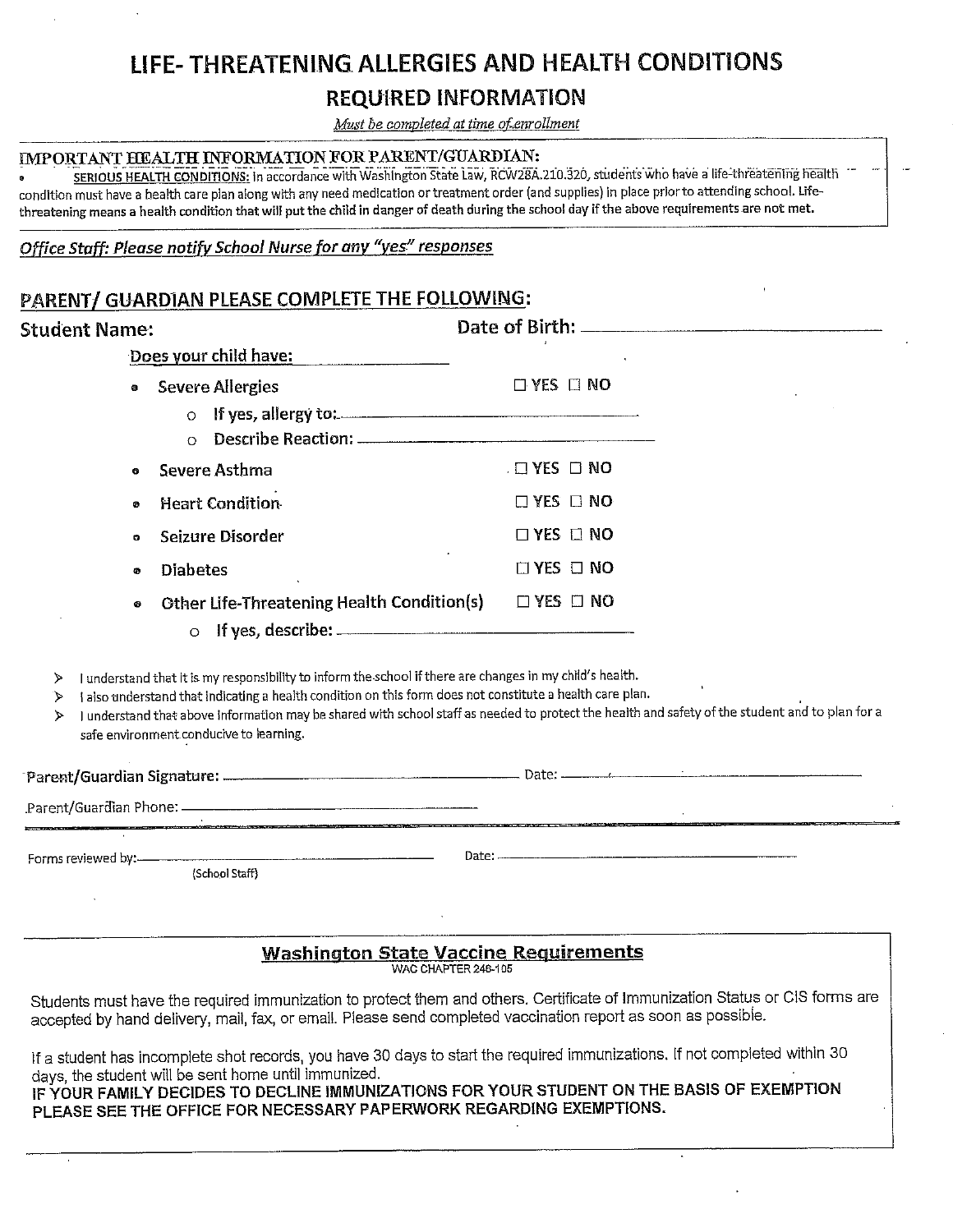# LIFE- THREATENING ALLERGIES AND HEALTH CONDITIONS

## REQUIRED INFORMATION

*Must be completed at time of enrollment*

**IMPORTANT HEALTH INFORMATION FOR PARENT/GUARDIAN:**

- SERIOUS HEALTH CONDITIONS: In accordance with Washington State Law, RCW28A.210.320, students who have a life-threatening health condition must have a health care plan along with any need medication or treatment order (and supplies) in place prior to attending school. Life-threatening means a health condition that will put the child in danger of death during the school day if the above requirements are not met.

***Office Staff: Please notify School Nurse for any "yes" responses***

## PARENT/ GUARDIAN PLEASE COMPLETE THE FOLLOWING:

**Student Name:** **Date of Birth:** ______________________

Does your child have:

- Severe Allergies ☐ YES ☐ NO
  - If yes, allergy to: ______________________
  - Describe Reaction: ______________________
- Severe Asthma ☐ YES ☐ NO
- Heart Condition ☐ YES ☐ NO
- Seizure Disorder ☐ YES ☐ NO
- Diabetes ☐ YES ☐ NO
- Other Life-Threatening Health Condition(s) ☐ YES ☐ NO
  - If yes, describe: ______________________

- I understand that it is my responsibility to inform the school if there are changes in my child's health.
- I also understand that indicating a health condition on this form does not constitute a health care plan.
- I understand that above information may be shared with school staff as needed to protect the health and safety of the student and to plan for a safe environment conducive to learning.

Parent/Guardian Signature: ______________________ Date: ______________________

Parent/Guardian Phone: ______________________

Forms reviewed by: ______________________ Date: ______________________
(School Staff)

## Washington State Vaccine Requirements

WAC CHAPTER 246-105

Students must have the required immunization to protect them and others. Certificate of Immunization Status or CIS forms are accepted by hand delivery, mail, fax, or email. Please send completed vaccination report as soon as possible.

If a student has incomplete shot records, you have 30 days to start the required immunizations. If not completed within 30 days, the student will be sent home until immunized.

**IF YOUR FAMILY DECIDES TO DECLINE IMMUNIZATIONS FOR YOUR STUDENT ON THE BASIS OF EXEMPTION PLEASE SEE THE OFFICE FOR NECESSARY PAPERWORK REGARDING EXEMPTIONS.**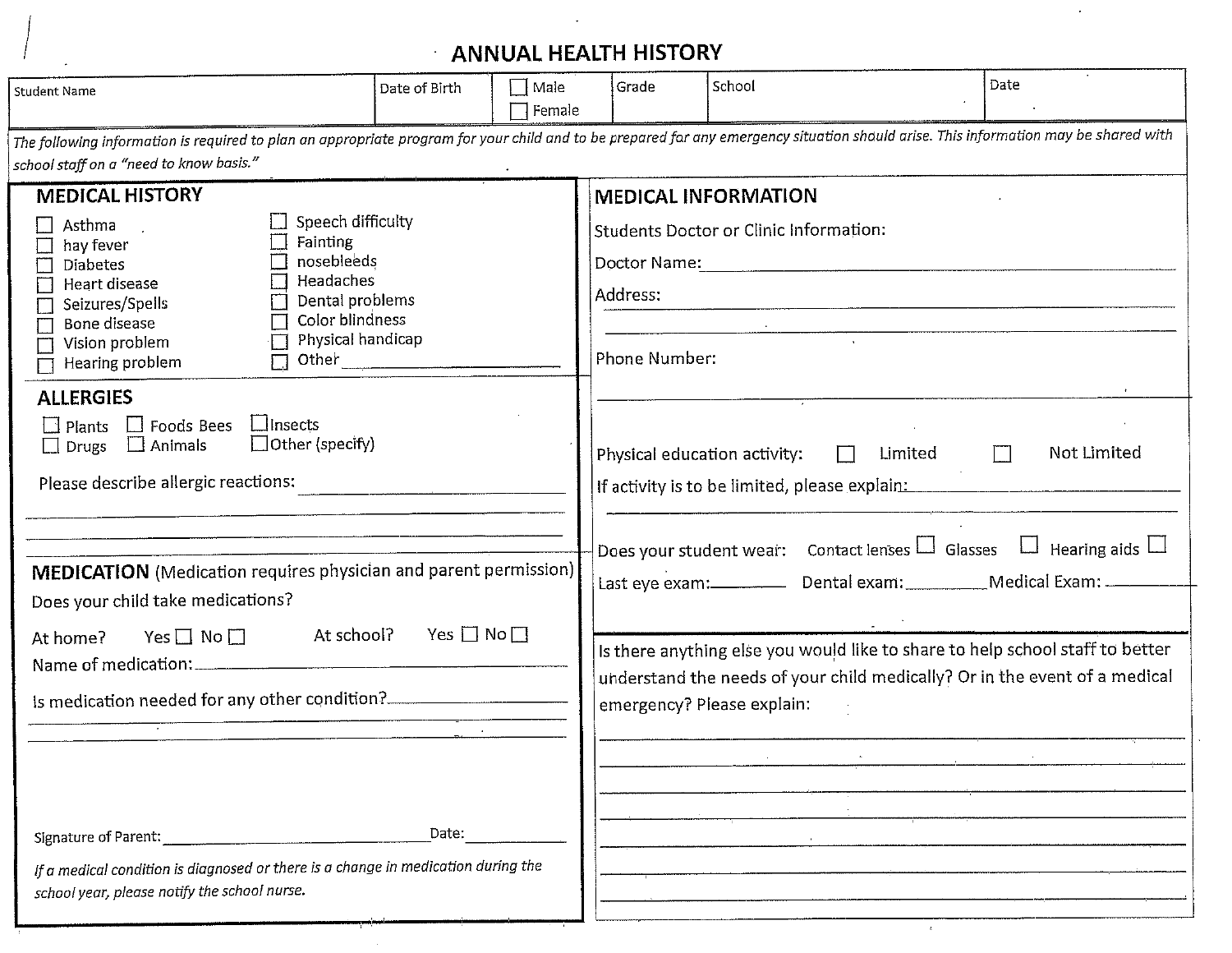# ANNUAL HEALTH HISTORY

| Student Name | Date of Birth | ☐ Male ☐ Female | Grade | School | Date |
|---|---|---|---|---|---|
| | | | | | |

*The following information is required to plan an appropriate program for your child and to be prepared for any emergency situation should arise. This information may be shared with school staff on a "need to know basis."*

## MEDICAL HISTORY

- ☐ Asthma
- ☐ hay fever
- ☐ Diabetes
- ☐ Heart disease
- ☐ Seizures/Spells
- ☐ Bone disease
- ☐ Vision problem
- ☐ Hearing problem
- ☐ Speech difficulty
- ☐ Fainting
- ☐ nosebleeds
- ☐ Headaches
- ☐ Dental problems
- ☐ Color blindness
- ☐ Physical handicap
- ☐ Other ____________________

## ALLERGIES

☐ Plants ☐ Foods Bees ☐ Insects
☐ Drugs ☐ Animals ☐ Other (specify)

Please describe allergic reactions: ____________________

____________________

____________________

## MEDICATION (Medication requires physician and parent permission)

Does your child take medications?

At home? Yes ☐ No ☐ At school? Yes ☐ No ☐

Name of medication: ____________________

Is medication needed for any other condition? ____________________

____________________

____________________

Signature of Parent: ____________________ Date: __________

*If a medical condition is diagnosed or there is a change in medication during the school year, please notify the school nurse.*

## MEDICAL INFORMATION

Students Doctor or Clinic Information:

Doctor Name: ____________________

Address: ____________________

____________________

Phone Number:

____________________

Physical education activity: ☐ Limited ☐ Not Limited

If activity is to be limited, please explain: ____________________

____________________

Does your student wear: Contact lenses ☐ Glasses ☐ Hearing aids ☐

Last eye exam: ________ Dental exam: ________ Medical Exam: ________

Is there anything else you would like to share to help school staff to better understand the needs of your child medically? Or in the event of a medical emergency? Please explain:

____________________

____________________

____________________

____________________

____________________

____________________

____________________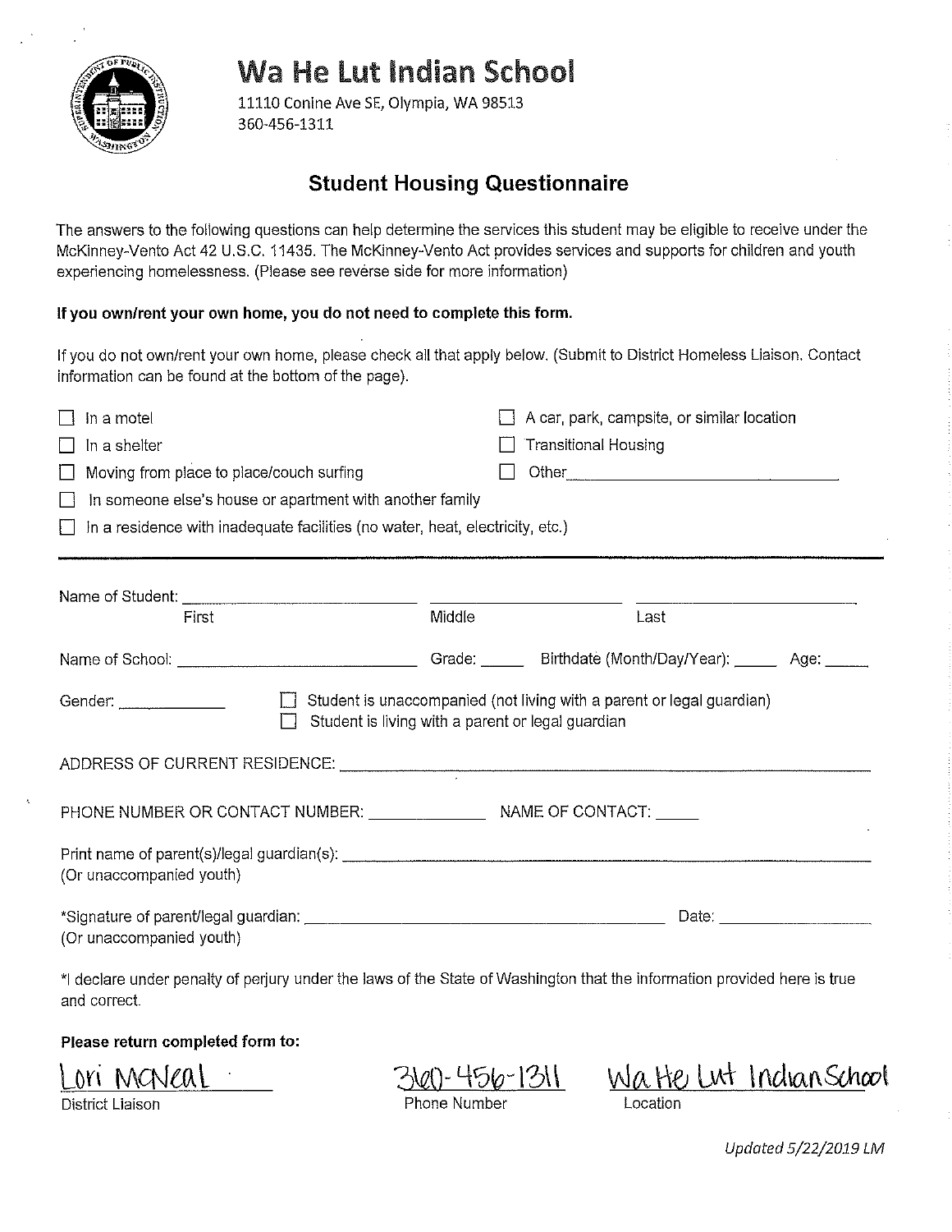# Wa He Lut Indian School

11110 Conine Ave SE, Olympia, WA 98513
360-456-1311

## Student Housing Questionnaire

The answers to the following questions can help determine the services this student may be eligible to receive under the McKinney-Vento Act 42 U.S.C. 11435. The McKinney-Vento Act provides services and supports for children and youth experiencing homelessness. (Please see reverse side for more information)

**If you own/rent your own home, you do not need to complete this form.**

If you do not own/rent your own home, please check all that apply below. (Submit to District Homeless Liaison. Contact information can be found at the bottom of the page).

- ☐ In a motel
- ☐ In a shelter
- ☐ Moving from place to place/couch surfing
- ☐ In someone else's house or apartment with another family
- ☐ In a residence with inadequate facilities (no water, heat, electricity, etc.)
- ☐ A car, park, campsite, or similar location
- ☐ Transitional Housing
- ☐ Other________________________________

---

Name of Student: ____________________ ____________________ ____________________
First Middle Last

Name of School: ____________________ Grade: _____ Birthdate (Month/Day/Year): _____ Age: _____

Gender: ____________

- ☐ Student is unaccompanied (not living with a parent or legal guardian)
- ☐ Student is living with a parent or legal guardian

ADDRESS OF CURRENT RESIDENCE: ________________________________________

PHONE NUMBER OR CONTACT NUMBER: ____________ NAME OF CONTACT: _____

Print name of parent(s)/legal guardian(s): ________________________________________
(Or unaccompanied youth)

*Signature of parent/legal guardian: ________________________________________ Date: ________________
(Or unaccompanied youth)

*I declare under penalty of perjury under the laws of the State of Washington that the information provided here is true and correct.

**Please return completed form to:**

| Lori McNeal | 360-456-1311 | Wa He Lut Indian School |
|---|---|---|
| District Liaison | Phone Number | Location |

*Updated 5/22/2019 LM*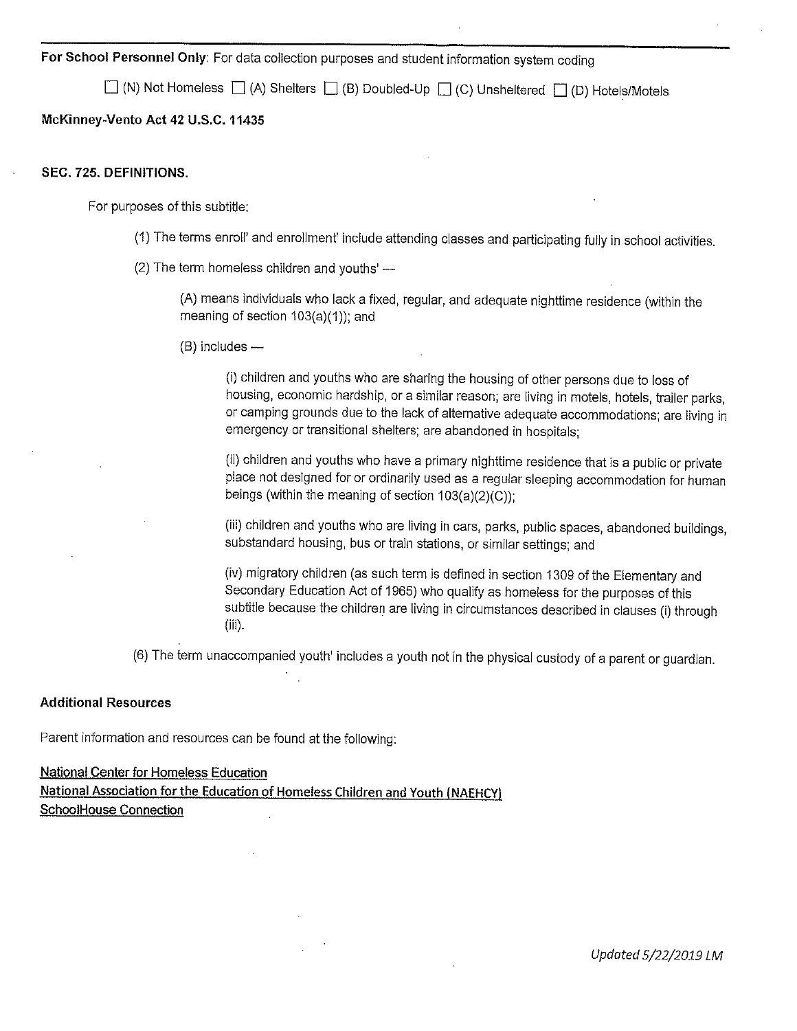**For School Personnel Only**: For data collection purposes and student information system coding

☐ (N) Not Homeless ☐ (A) Shelters ☐ (B) Doubled-Up ☐ (C) Unsheltered ☐ (D) Hotels/Motels

**McKinney-Vento Act 42 U.S.C. 11435**

**SEC. 725. DEFINITIONS.**

For purposes of this subtitle:

(1) The terms enroll' and enrollment' include attending classes and participating fully in school activities.

(2) The term homeless children and youths' —

(A) means individuals who lack a fixed, regular, and adequate nighttime residence (within the meaning of section 103(a)(1)); and

(B) includes —

(i) children and youths who are sharing the housing of other persons due to loss of housing, economic hardship, or a similar reason; are living in motels, hotels, trailer parks, or camping grounds due to the lack of alternative adequate accommodations; are living in emergency or transitional shelters; are abandoned in hospitals;

(ii) children and youths who have a primary nighttime residence that is a public or private place not designed for or ordinarily used as a regular sleeping accommodation for human beings (within the meaning of section 103(a)(2)(C));

(iii) children and youths who are living in cars, parks, public spaces, abandoned buildings, substandard housing, bus or train stations, or similar settings; and

(iv) migratory children (as such term is defined in section 1309 of the Elementary and Secondary Education Act of 1965) who qualify as homeless for the purposes of this subtitle because the children are living in circumstances described in clauses (i) through (iii).

(6) The term unaccompanied youth' includes a youth not in the physical custody of a parent or guardian.

**Additional Resources**

Parent information and resources can be found at the following:

National Center for Homeless Education
National Association for the Education of Homeless Children and Youth (NAEHCY)
SchoolHouse Connection

*Updated 5/22/2019 LM*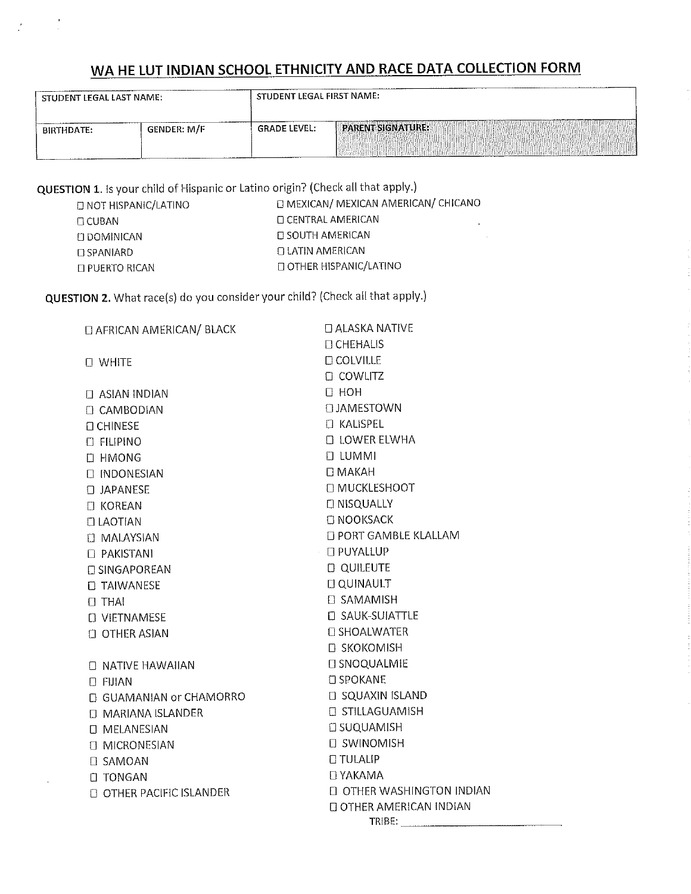# WA HE LUT INDIAN SCHOOL ETHNICITY AND RACE DATA COLLECTION FORM

| STUDENT LEGAL LAST NAME: | | STUDENT LEGAL FIRST NAME: | |
|---|---|---|---|
| BIRTHDATE: | GENDER: M/F | GRADE LEVEL: | PARENT SIGNATURE: |

**QUESTION 1.** Is your child of Hispanic or Latino origin? (Check all that apply.)

- ☐ NOT HISPANIC/LATINO
- ☐ CUBAN
- ☐ DOMINICAN
- ☐ SPANIARD
- ☐ PUERTO RICAN
- ☐ MEXICAN/ MEXICAN AMERICAN/ CHICANO
- ☐ CENTRAL AMERICAN
- ☐ SOUTH AMERICAN
- ☐ LATIN AMERICAN
- ☐ OTHER HISPANIC/LATINO

**QUESTION 2.** What race(s) do you consider your child? (Check all that apply.)

- ☐ AFRICAN AMERICAN/ BLACK

- ☐ WHITE

- ☐ ASIAN INDIAN
- ☐ CAMBODIAN
- ☐ CHINESE
- ☐ FILIPINO
- ☐ HMONG
- ☐ INDONESIAN
- ☐ JAPANESE
- ☐ KOREAN
- ☐ LAOTIAN
- ☐ MALAYSIAN
- ☐ PAKISTANI
- ☐ SINGAPOREAN
- ☐ TAIWANESE
- ☐ THAI
- ☐ VIETNAMESE
- ☐ OTHER ASIAN

- ☐ NATIVE HAWAIIAN
- ☐ FIJIAN
- ☐ GUAMANIAN or CHAMORRO
- ☐ MARIANA ISLANDER
- ☐ MELANESIAN
- ☐ MICRONESIAN
- ☐ SAMOAN
- ☐ TONGAN
- ☐ OTHER PACIFIC ISLANDER

- ☐ ALASKA NATIVE
- ☐ CHEHALIS
- ☐ COLVILLE
- ☐ COWLITZ
- ☐ HOH
- ☐ JAMESTOWN
- ☐ KALISPEL
- ☐ LOWER ELWHA
- ☐ LUMMI
- ☐ MAKAH
- ☐ MUCKLESHOOT
- ☐ NISQUALLY
- ☐ NOOKSACK
- ☐ PORT GAMBLE KLALLAM
- ☐ PUYALLUP
- ☐ QUILEUTE
- ☐ QUINAULT
- ☐ SAMAMISH
- ☐ SAUK-SUIATTLE
- ☐ SHOALWATER
- ☐ SKOKOMISH
- ☐ SNOQUALMIE
- ☐ SPOKANE
- ☐ SQUAXIN ISLAND
- ☐ STILLAGUAMISH
- ☐ SUQUAMISH
- ☐ SWINOMISH
- ☐ TULALIP
- ☐ YAKAMA
- ☐ OTHER WASHINGTON INDIAN
- ☐ OTHER AMERICAN INDIAN
  TRIBE: ______________________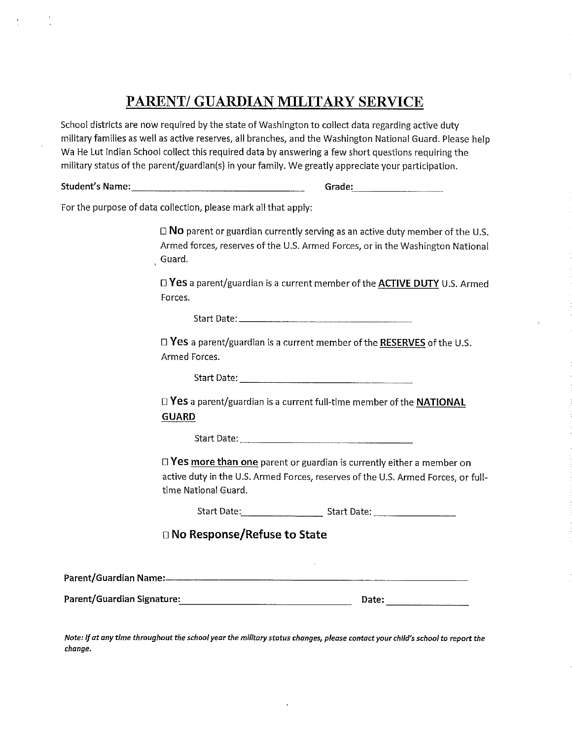# PARENT/ GUARDIAN MILITARY SERVICE

School districts are now required by the state of Washington to collect data regarding active duty military families as well as active reserves, all branches, and the Washington National Guard. Please help Wa He Lut Indian School collect this required data by answering a few short questions requiring the military status of the parent/guardian(s) in your family. We greatly appreciate your participation.

**Student's Name:** ______________________________ **Grade:** ________________

For the purpose of data collection, please mark all that apply:

☐ **No** parent or guardian currently serving as an active duty member of the U.S. Armed forces, reserves of the U.S. Armed Forces, or in the Washington National Guard.

☐ **Yes** a parent/guardian is a current member of the **ACTIVE DUTY** U.S. Armed Forces.

Start Date: ______________________________

☐ **Yes** a parent/guardian is a current member of the **RESERVES** of the U.S. Armed Forces.

Start Date: ______________________________

☐ **Yes** a parent/guardian is a current full-time member of the **NATIONAL GUARD**

Start Date: ______________________________

☐ **Yes** more than one parent or guardian is currently either a member on active duty in the U.S. Armed Forces, reserves of the U.S. Armed Forces, or full-time National Guard.

Start Date: ________________ Start Date: ________________

☐ **No Response/Refuse to State**

**Parent/Guardian Name:** ____________________________________________

**Parent/Guardian Signature:** ______________________________ **Date:** ________________

***Note:** If at any time throughout the school year the military status changes, please contact your child's school to report the change.*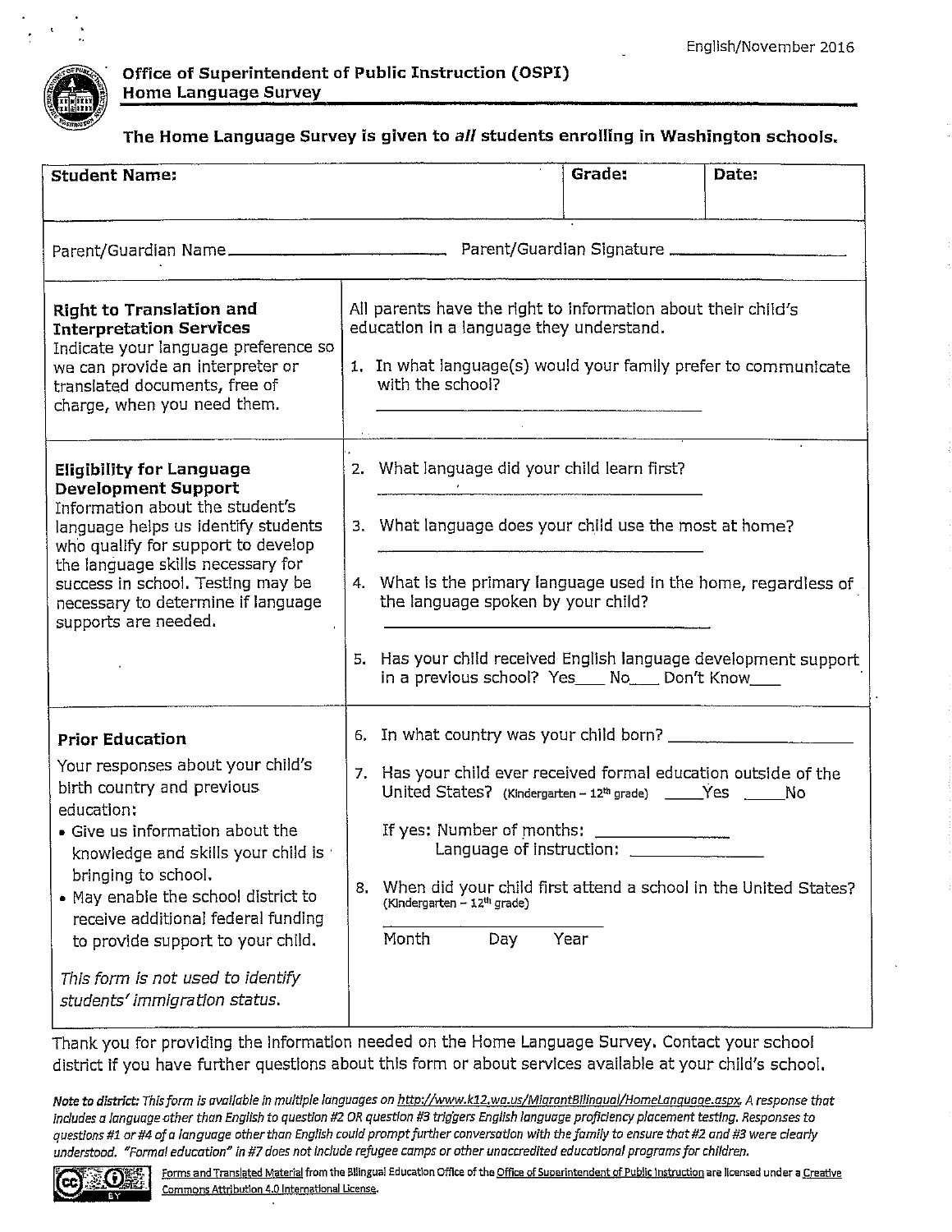English/November 2016

**Office of Superintendent of Public Instruction (OSPI)**
**Home Language Survey**

**The Home Language Survey is given to *all* students enrolling in Washington schools.**

| **Student Name:** | **Grade:** | **Date:** |
|---|---|---|
| | | |

Parent/Guardian Name\_\_\_\_\_\_\_\_\_\_\_\_\_\_\_\_\_\_\_\_ Parent/Guardian Signature \_\_\_\_\_\_\_\_\_\_\_\_\_\_\_\_\_\_\_\_

| | |
|---|---|
| **Right to Translation and Interpretation Services** Indicate your language preference so we can provide an interpreter or translated documents, free of charge, when you need them. | All parents have the right to information about their child's education in a language they understand. <br><br> 1. In what language(s) would your family prefer to communicate with the school? \_\_\_\_\_\_\_\_\_\_\_\_\_\_\_\_\_\_\_\_ |
| **Eligibility for Language Development Support** Information about the student's language helps us identify students who qualify for support to develop the language skills necessary for success in school. Testing may be necessary to determine if language supports are needed. | 2. What language did your child learn first? \_\_\_\_\_\_\_\_\_\_\_\_\_\_\_\_\_\_\_\_ <br><br> 3. What language does your child use the most at home? \_\_\_\_\_\_\_\_\_\_\_\_\_\_\_\_\_\_\_\_ <br><br> 4. What is the primary language used in the home, regardless of the language spoken by your child? \_\_\_\_\_\_\_\_\_\_\_\_\_\_\_\_\_\_\_\_ <br><br> 5. Has your child received English language development support in a previous school? Yes\_\_\_ No\_\_\_ Don't Know\_\_\_ |
| **Prior Education** <br> Your responses about your child's birth country and previous education: <br> • Give us information about the knowledge and skills your child is bringing to school. <br> • May enable the school district to receive additional federal funding to provide support to your child. <br><br> *This form is not used to identify students' immigration status.* | 6. In what country was your child born? \_\_\_\_\_\_\_\_\_\_\_\_\_\_\_\_\_\_\_\_ <br><br> 7. Has your child ever received formal education outside of the United States? (Kindergarten – 12th grade) \_\_\_\_\_Yes \_\_\_\_\_No <br><br> If yes: Number of months: \_\_\_\_\_\_\_\_\_\_\_\_\_\_ <br> Language of instruction: \_\_\_\_\_\_\_\_\_\_\_\_\_\_ <br><br> 8. When did your child first attend a school in the United States? (Kindergarten – 12th grade) <br> \_\_\_\_\_\_\_\_\_\_\_\_\_\_\_\_\_\_\_\_ <br> Month Day Year |

Thank you for providing the information needed on the Home Language Survey. Contact your school district if you have further questions about this form or about services available at your child's school.

*Note to district: This form is available in multiple languages on http://www.k12.wa.us/MigrantBilingual/HomeLanguage.aspx. A response that includes a language other than English to question #2 OR question #3 triggers English language proficiency placement testing. Responses to questions #1 or #4 of a language other than English could prompt further conversation with the family to ensure that #2 and #3 were clearly understood. "Formal education" in #7 does not include refugee camps or other unaccredited educational programs for children.*

Forms and Translated Material from the Bilingual Education Office of the Office of Superintendent of Public Instruction are licensed under a Creative Commons Attribution 4.0 International License.